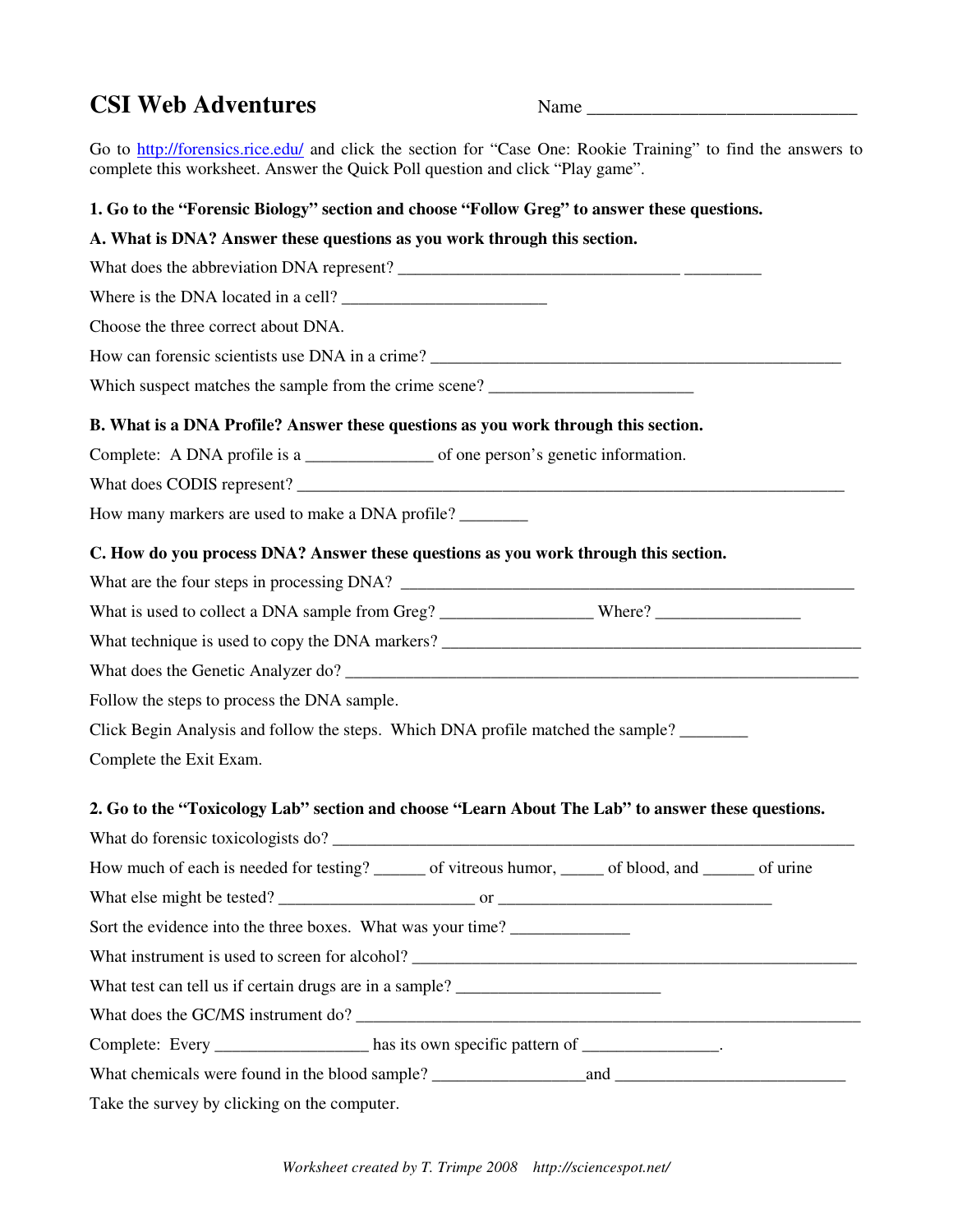# CSI Web Adventures

Name ______________________________

Go to http://forensics.rice.edu/ and click the section for "Case One: Rookie Training" to find the answers to complete this worksheet. Answer the Quick Poll question and click "Play game".

**1. Go to the "Forensic Biology" section and choose "Follow Greg" to answer these questions.**

**A. What is DNA? Answer these questions as you work through this section.**

What does the abbreviation DNA represent? _________________________________ _________

Where is the DNA located in a cell? ________________________

Choose the three correct about DNA.

How can forensic scientists use DNA in a crime? __________________________________________________

Which suspect matches the sample from the crime scene? ________________________

**B. What is a DNA Profile? Answer these questions as you work through this section.**

Complete: A DNA profile is a _______________ of one person's genetic information.

What does CODIS represent? __________________________________________________________________

How many markers are used to make a DNA profile? ________

**C. How do you process DNA? Answer these questions as you work through this section.**

What are the four steps in processing DNA? _______________________________________________________

What is used to collect a DNA sample from Greg? _________________ Where? _________________

What technique is used to copy the DNA markers? ___________________________________________________

What does the Genetic Analyzer do? ______________________________________________________________

Follow the steps to process the DNA sample.

Click Begin Analysis and follow the steps. Which DNA profile matched the sample? ________

Complete the Exit Exam.

**2. Go to the "Toxicology Lab" section and choose "Learn About The Lab" to answer these questions.**

What do forensic toxicologists do? _______________________________________________________________

How much of each is needed for testing? ______ of vitreous humor, _____ of blood, and ______ of urine

What else might be tested? _______________________ or _________________________________

Sort the evidence into the three boxes. What was your time? ______________

What instrument is used to screen for alcohol? ______________________________________________________

What test can tell us if certain drugs are in a sample? ________________________

What does the GC/MS instrument do? _____________________________________________________________

Complete: Every __________________ has its own specific pattern of ________________.

What chemicals were found in the blood sample? __________________and ___________________________

Take the survey by clicking on the computer.

*Worksheet created by T. Trimpe 2008 http://sciencespot.net/*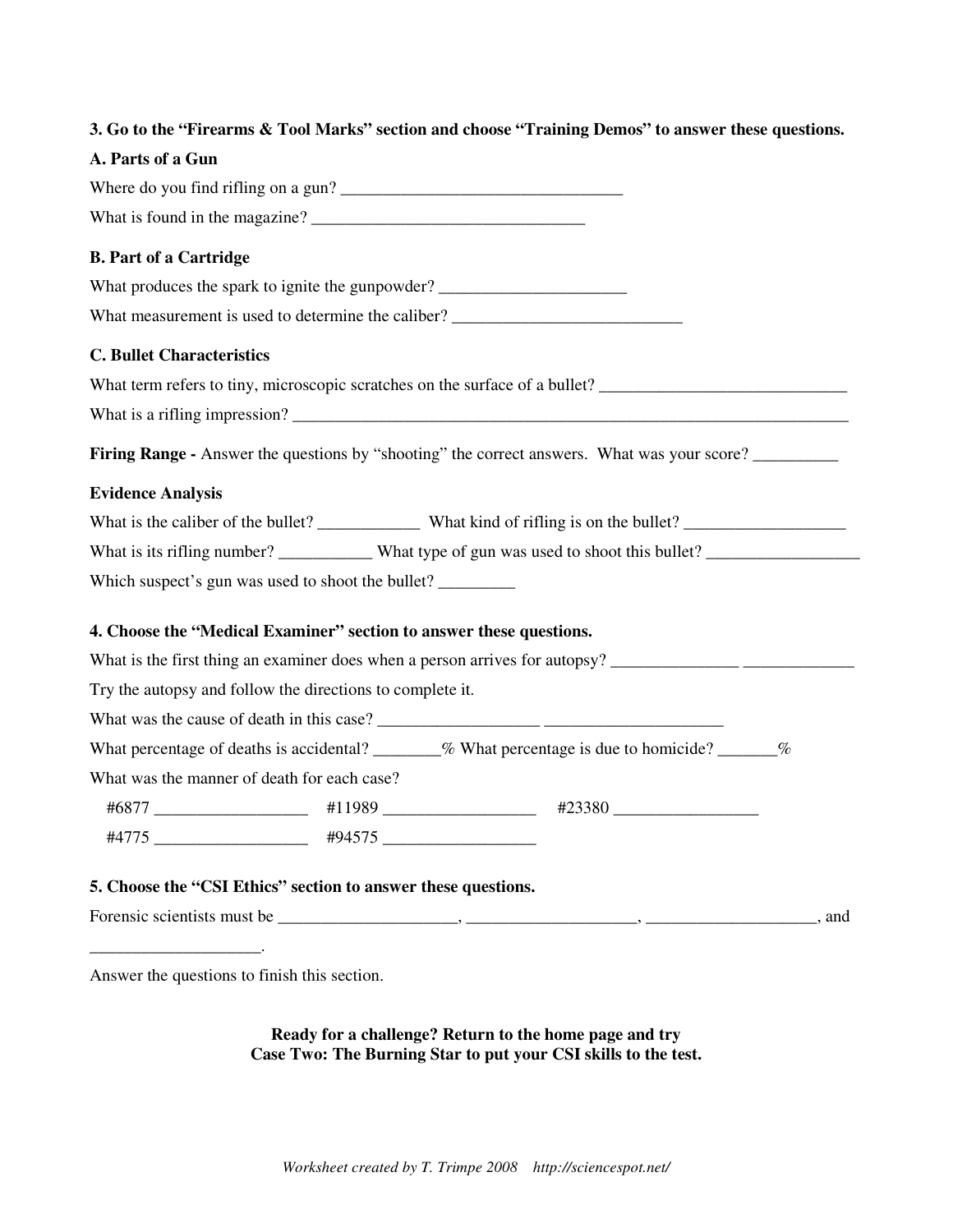**3. Go to the "Firearms & Tool Marks" section and choose "Training Demos" to answer these questions.**

**A. Parts of a Gun**

Where do you find rifling on a gun? _________________________________

What is found in the magazine? _________________________________

**B. Part of a Cartridge**

What produces the spark to ignite the gunpowder? ______________________

What measurement is used to determine the caliber? ___________________________

**C. Bullet Characteristics**

What term refers to tiny, microscopic scratches on the surface of a bullet? _____________________________

What is a rifling impression? ____________________________________________________________________

**Firing Range -** Answer the questions by "shooting" the correct answers. What was your score? __________

**Evidence Analysis**

What is the caliber of the bullet? ____________ What kind of rifling is on the bullet? ___________________

What is its rifling number? ___________ What type of gun was used to shoot this bullet? __________________

Which suspect's gun was used to shoot the bullet? _________

**4. Choose the "Medical Examiner" section to answer these questions.**

What is the first thing an examiner does when a person arrives for autopsy? _______________ _____________

Try the autopsy and follow the directions to complete it.

What was the cause of death in this case? ___________________ _____________________

What percentage of deaths is accidental? ________% What percentage is due to homicide? _______%

What was the manner of death for each case?

#6877 __________________ #11989 __________________ #23380 _________________

#4775 __________________ #94575 __________________

**5. Choose the "CSI Ethics" section to answer these questions.**

Forensic scientists must be _____________________, ____________________, ____________________, and ____________________.

Answer the questions to finish this section.

**Ready for a challenge? Return to the home page and try Case Two: The Burning Star to put your CSI skills to the test.**

*Worksheet created by T. Trimpe 2008 http://sciencespot.net/*